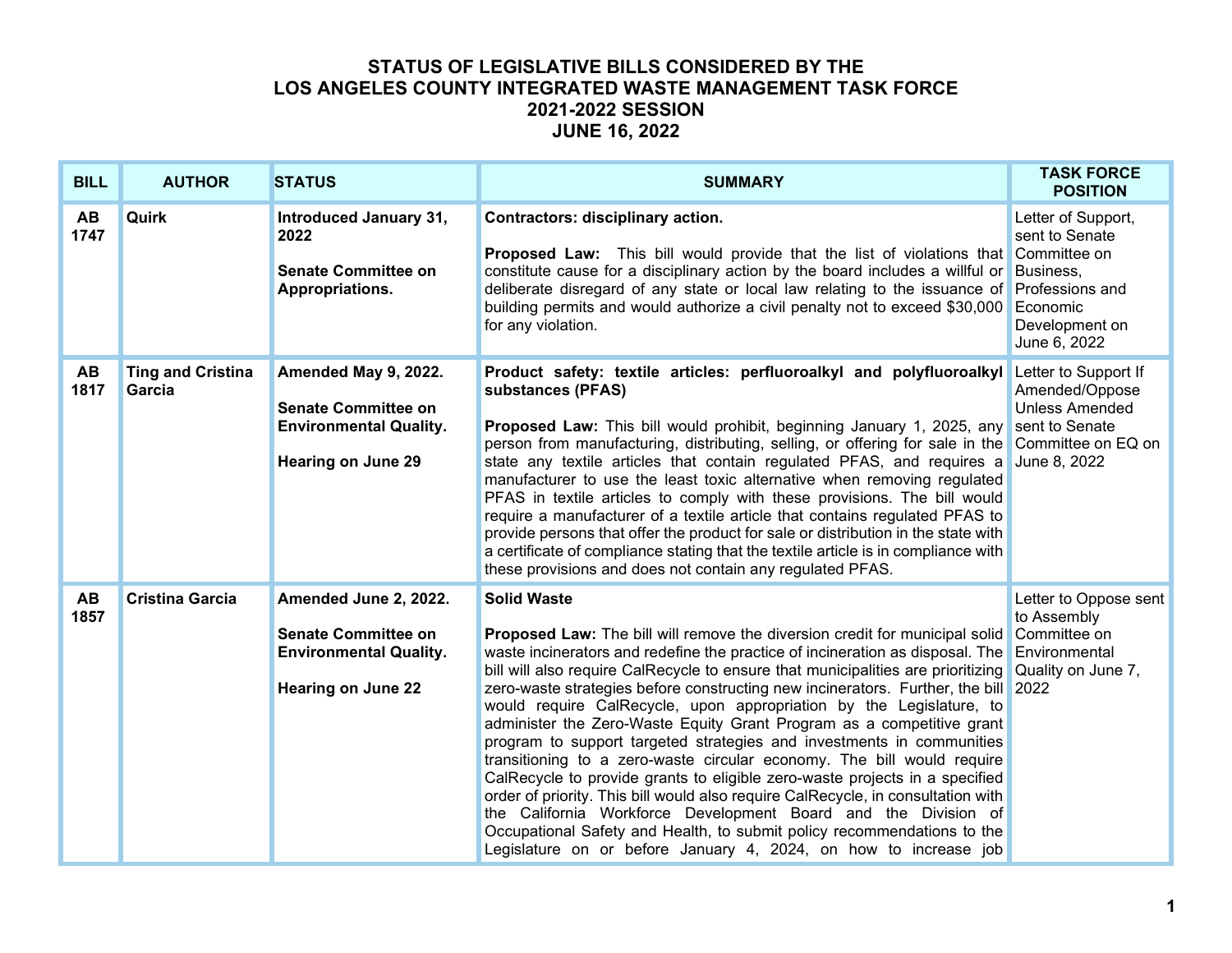# STATUS OF LEGISLATIVE BILLS CONSIDERED BY THE LOS ANGELES COUNTY INTEGRATED WASTE MANAGEMENT TASK FORCE 2021-2022 SESSION JUNE 16, 2022

| BILL | AUTHOR | STATUS | SUMMARY | TASK FORCE POSITION |
|---|---|---|---|---|
| **AB 1747** | **Quirk** | **Introduced January 31, 2022**<br><br>**Senate Committee on Appropriations.** | **Contractors: disciplinary action.**<br><br>**Proposed Law:** This bill would provide that the list of violations that constitute cause for a disciplinary action by the board includes a willful or deliberate disregard of any state or local law relating to the issuance of building permits and would authorize a civil penalty not to exceed $30,000 for any violation. | Letter of Support, sent to Senate Committee on Business, Professions and Economic Development on June 6, 2022 |
| **AB 1817** | **Ting and Cristina Garcia** | **Amended May 9, 2022.**<br><br>**Senate Committee on Environmental Quality.**<br><br>**Hearing on June 29** | **Product safety: textile articles: perfluoroalkyl and polyfluoroalkyl substances (PFAS)**<br><br>**Proposed Law:** This bill would prohibit, beginning January 1, 2025, any person from manufacturing, distributing, selling, or offering for sale in the state any textile articles that contain regulated PFAS, and requires a manufacturer to use the least toxic alternative when removing regulated PFAS in textile articles to comply with these provisions. The bill would require a manufacturer of a textile article that contains regulated PFAS to provide persons that offer the product for sale or distribution in the state with a certificate of compliance stating that the textile article is in compliance with these provisions and does not contain any regulated PFAS. | Letter to Support If Amended/Oppose Unless Amended sent to Senate Committee on EQ on June 8, 2022 |
| **AB 1857** | **Cristina Garcia** | **Amended June 2, 2022.**<br><br>**Senate Committee on Environmental Quality.**<br><br>**Hearing on June 22** | **Solid Waste**<br><br>**Proposed Law:** The bill will remove the diversion credit for municipal solid waste incinerators and redefine the practice of incineration as disposal. The bill will also require CalRecycle to ensure that municipalities are prioritizing zero-waste strategies before constructing new incinerators. Further, the bill would require CalRecycle, upon appropriation by the Legislature, to administer the Zero-Waste Equity Grant Program as a competitive grant program to support targeted strategies and investments in communities transitioning to a zero-waste circular economy. The bill would require CalRecycle to provide grants to eligible zero-waste projects in a specified order of priority. This bill would also require CalRecycle, in consultation with the California Workforce Development Board and the Division of Occupational Safety and Health, to submit policy recommendations to the Legislature on or before January 4, 2024, on how to increase job | Letter to Oppose sent to Assembly Committee on Environmental Quality on June 7, 2022 |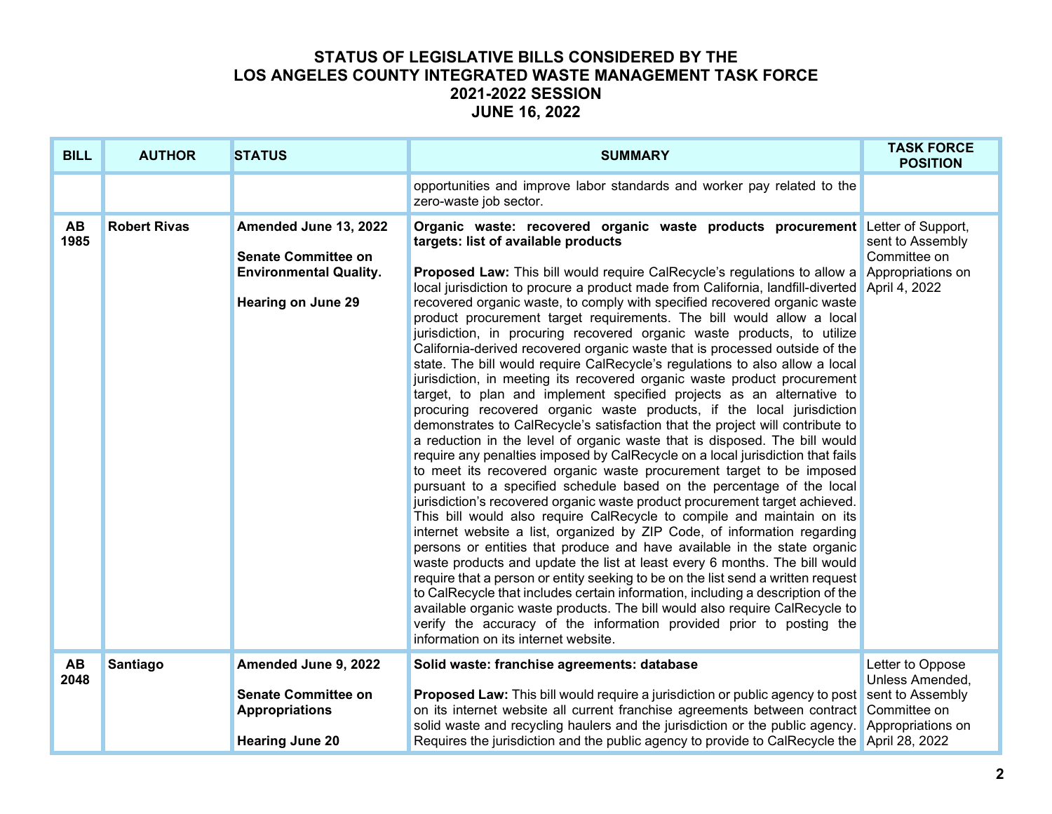# STATUS OF LEGISLATIVE BILLS CONSIDERED BY THE LOS ANGELES COUNTY INTEGRATED WASTE MANAGEMENT TASK FORCE 2021-2022 SESSION JUNE 16, 2022

| BILL | AUTHOR | STATUS | SUMMARY | TASK FORCE POSITION |
|---|---|---|---|---|
| | | | opportunities and improve labor standards and worker pay related to the zero-waste job sector. | |
| **AB 1985** | **Robert Rivas** | **Amended June 13, 2022**<br><br>**Senate Committee on Environmental Quality.**<br><br>**Hearing on June 29** | **Organic waste: recovered organic waste products procurement targets: list of available products**<br><br>**Proposed Law:** This bill would require CalRecycle's regulations to allow a local jurisdiction to procure a product made from California, landfill-diverted recovered organic waste, to comply with specified recovered organic waste product procurement target requirements. The bill would allow a local jurisdiction, in procuring recovered organic waste products, to utilize California-derived recovered organic waste that is processed outside of the state. The bill would require CalRecycle's regulations to also allow a local jurisdiction, in meeting its recovered organic waste product procurement target, to plan and implement specified projects as an alternative to procuring recovered organic waste products, if the local jurisdiction demonstrates to CalRecycle's satisfaction that the project will contribute to a reduction in the level of organic waste that is disposed. The bill would require any penalties imposed by CalRecycle on a local jurisdiction that fails to meet its recovered organic waste procurement target to be imposed pursuant to a specified schedule based on the percentage of the local jurisdiction's recovered organic waste product procurement target achieved. This bill would also require CalRecycle to compile and maintain on its internet website a list, organized by ZIP Code, of information regarding persons or entities that produce and have available in the state organic waste products and update the list at least every 6 months. The bill would require that a person or entity seeking to be on the list send a written request to CalRecycle that includes certain information, including a description of the available organic waste products. The bill would also require CalRecycle to verify the accuracy of the information provided prior to posting the information on its internet website. | Letter of Support, sent to Assembly Committee on Appropriations on April 4, 2022 |
| **AB 2048** | **Santiago** | **Amended June 9, 2022**<br><br>**Senate Committee on Appropriations**<br><br>**Hearing June 20** | **Solid waste: franchise agreements: database**<br><br>**Proposed Law:** This bill would require a jurisdiction or public agency to post on its internet website all current franchise agreements between contract solid waste and recycling haulers and the jurisdiction or the public agency. Requires the jurisdiction and the public agency to provide to CalRecycle the | Letter to Oppose Unless Amended, sent to Assembly Committee on Appropriations on April 28, 2022 |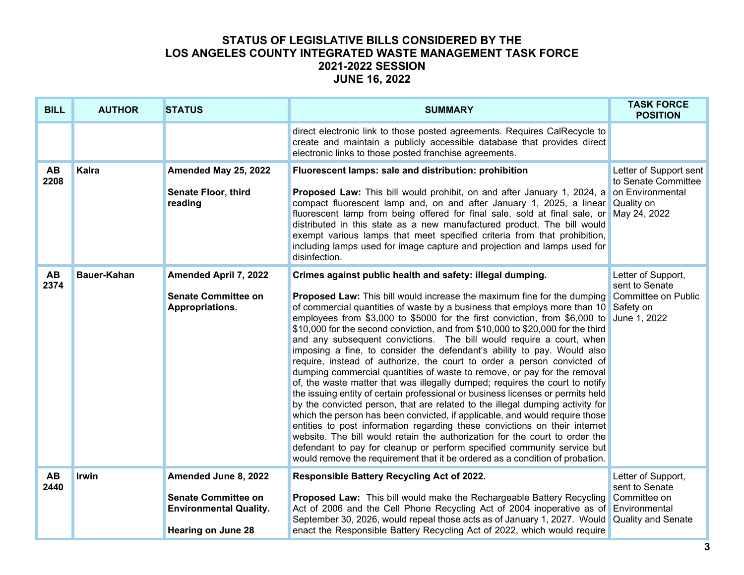# STATUS OF LEGISLATIVE BILLS CONSIDERED BY THE LOS ANGELES COUNTY INTEGRATED WASTE MANAGEMENT TASK FORCE 2021-2022 SESSION JUNE 16, 2022

| BILL | AUTHOR | STATUS | SUMMARY | TASK FORCE POSITION |
|---|---|---|---|---|
| | | | direct electronic link to those posted agreements. Requires CalRecycle to create and maintain a publicly accessible database that provides direct electronic links to those posted franchise agreements. | |
| **AB 2208** | **Kalra** | **Amended May 25, 2022**<br><br>**Senate Floor, third reading** | **Fluorescent lamps: sale and distribution: prohibition**<br><br>**Proposed Law:** This bill would prohibit, on and after January 1, 2024, a compact fluorescent lamp and, on and after January 1, 2025, a linear fluorescent lamp from being offered for final sale, sold at final sale, or distributed in this state as a new manufactured product. The bill would exempt various lamps that meet specified criteria from that prohibition, including lamps used for image capture and projection and lamps used for disinfection. | Letter of Support sent to Senate Committee on Environmental Quality on May 24, 2022 |
| **AB 2374** | **Bauer-Kahan** | **Amended April 7, 2022**<br><br>**Senate Committee on Appropriations.** | **Crimes against public health and safety: illegal dumping.**<br><br>**Proposed Law:** This bill would increase the maximum fine for the dumping of commercial quantities of waste by a business that employs more than 10 employees from $3,000 to $5000 for the first conviction, from $6,000 to $10,000 for the second conviction, and from $10,000 to $20,000 for the third and any subsequent convictions. The bill would require a court, when imposing a fine, to consider the defendant's ability to pay. Would also require, instead of authorize, the court to order a person convicted of dumping commercial quantities of waste to remove, or pay for the removal of, the waste matter that was illegally dumped; requires the court to notify the issuing entity of certain professional or business licenses or permits held by the convicted person, that are related to the illegal dumping activity for which the person has been convicted, if applicable, and would require those entities to post information regarding these convictions on their internet website. The bill would retain the authorization for the court to order the defendant to pay for cleanup or perform specified community service but would remove the requirement that it be ordered as a condition of probation. | Letter of Support, sent to Senate Committee on Public Safety on June 1, 2022 |
| **AB 2440** | **Irwin** | **Amended June 8, 2022**<br><br>**Senate Committee on Environmental Quality.**<br><br>**Hearing on June 28** | **Responsible Battery Recycling Act of 2022.**<br><br>**Proposed Law:** This bill would make the Rechargeable Battery Recycling Act of 2006 and the Cell Phone Recycling Act of 2004 inoperative as of September 30, 2026, would repeal those acts as of January 1, 2027. Would enact the Responsible Battery Recycling Act of 2022, which would require | Letter of Support, sent to Senate Committee on Environmental Quality and Senate |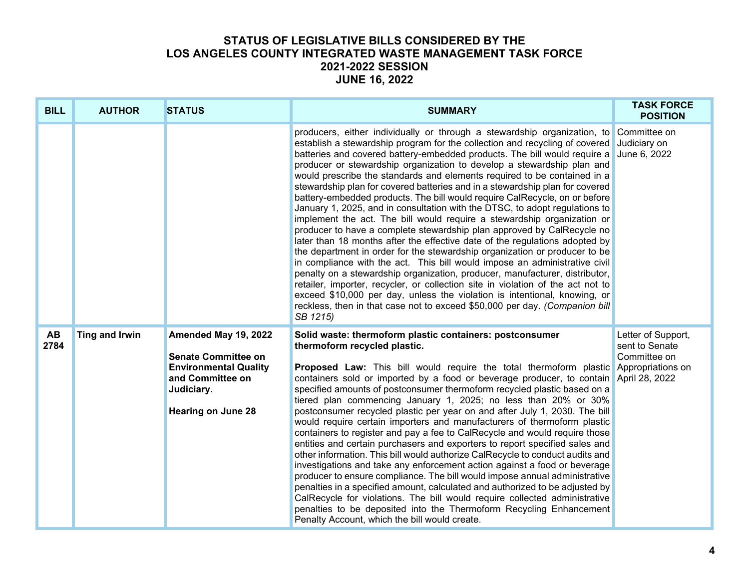# STATUS OF LEGISLATIVE BILLS CONSIDERED BY THE LOS ANGELES COUNTY INTEGRATED WASTE MANAGEMENT TASK FORCE 2021-2022 SESSION JUNE 16, 2022

| BILL | AUTHOR | STATUS | SUMMARY | TASK FORCE POSITION |
|---|---|---|---|---|
| | | | producers, either individually or through a stewardship organization, to establish a stewardship program for the collection and recycling of covered batteries and covered battery-embedded products. The bill would require a producer or stewardship organization to develop a stewardship plan and would prescribe the standards and elements required to be contained in a stewardship plan for covered batteries and in a stewardship plan for covered battery-embedded products. The bill would require CalRecycle, on or before January 1, 2025, and in consultation with the DTSC, to adopt regulations to implement the act. The bill would require a stewardship organization or producer to have a complete stewardship plan approved by CalRecycle no later than 18 months after the effective date of the regulations adopted by the department in order for the stewardship organization or producer to be in compliance with the act. This bill would impose an administrative civil penalty on a stewardship organization, producer, manufacturer, distributor, retailer, importer, recycler, or collection site in violation of the act not to exceed $10,000 per day, unless the violation is intentional, knowing, or reckless, then in that case not to exceed $50,000 per day. *(Companion bill SB 1215)* | Committee on Judiciary on June 6, 2022 |
| **AB 2784** | **Ting and Irwin** | **Amended May 19, 2022**<br><br>**Senate Committee on Environmental Quality and Committee on Judiciary.**<br><br>**Hearing on June 28** | **Solid waste: thermoform plastic containers: postconsumer thermoform recycled plastic.**<br><br>**Proposed Law:** This bill would require the total thermoform plastic containers sold or imported by a food or beverage producer, to contain specified amounts of postconsumer thermoform recycled plastic based on a tiered plan commencing January 1, 2025; no less than 20% or 30% postconsumer recycled plastic per year on and after July 1, 2030. The bill would require certain importers and manufacturers of thermoform plastic containers to register and pay a fee to CalRecycle and would require those entities and certain purchasers and exporters to report specified sales and other information. This bill would authorize CalRecycle to conduct audits and investigations and take any enforcement action against a food or beverage producer to ensure compliance. The bill would impose annual administrative penalties in a specified amount, calculated and authorized to be adjusted by CalRecycle for violations. The bill would require collected administrative penalties to be deposited into the Thermoform Recycling Enhancement Penalty Account, which the bill would create. | Letter of Support, sent to Senate Committee on Appropriations on April 28, 2022 |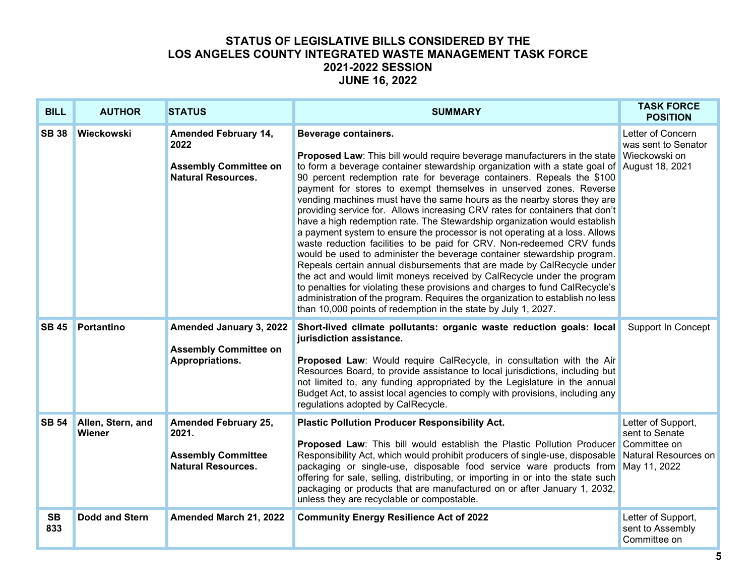# STATUS OF LEGISLATIVE BILLS CONSIDERED BY THE LOS ANGELES COUNTY INTEGRATED WASTE MANAGEMENT TASK FORCE 2021-2022 SESSION JUNE 16, 2022

| BILL | AUTHOR | STATUS | SUMMARY | TASK FORCE POSITION |
|---|---|---|---|---|
| **SB 38** | **Wieckowski** | **Amended February 14, 2022**<br><br>**Assembly Committee on Natural Resources.** | **Beverage containers.**<br><br>**Proposed Law**: This bill would require beverage manufacturers in the state to form a beverage container stewardship organization with a state goal of 90 percent redemption rate for beverage containers. Repeals the $100 payment for stores to exempt themselves in unserved zones. Reverse vending machines must have the same hours as the nearby stores they are providing service for. Allows increasing CRV rates for containers that don't have a high redemption rate. The Stewardship organization would establish a payment system to ensure the processor is not operating at a loss. Allows waste reduction facilities to be paid for CRV. Non-redeemed CRV funds would be used to administer the beverage container stewardship program. Repeals certain annual disbursements that are made by CalRecycle under the act and would limit moneys received by CalRecycle under the program to penalties for violating these provisions and charges to fund CalRecycle's administration of the program. Requires the organization to establish no less than 10,000 points of redemption in the state by July 1, 2027. | Letter of Concern was sent to Senator Wieckowski on August 18, 2021 |
| **SB 45** | **Portantino** | **Amended January 3, 2022**<br><br>**Assembly Committee on Appropriations.** | **Short-lived climate pollutants: organic waste reduction goals: local jurisdiction assistance.**<br><br>**Proposed Law**: Would require CalRecycle, in consultation with the Air Resources Board, to provide assistance to local jurisdictions, including but not limited to, any funding appropriated by the Legislature in the annual Budget Act, to assist local agencies to comply with provisions, including any regulations adopted by CalRecycle. | Support In Concept |
| **SB 54** | **Allen, Stern, and Wiener** | **Amended February 25, 2021.**<br><br>**Assembly Committee Natural Resources.** | **Plastic Pollution Producer Responsibility Act.**<br><br>**Proposed Law**: This bill would establish the Plastic Pollution Producer Responsibility Act, which would prohibit producers of single-use, disposable packaging or single-use, disposable food service ware products from offering for sale, selling, distributing, or importing in or into the state such packaging or products that are manufactured on or after January 1, 2032, unless they are recyclable or compostable. | Letter of Support, sent to Senate Committee on Natural Resources on May 11, 2022 |
| **SB 833** | **Dodd and Stern** | **Amended March 21, 2022** | **Community Energy Resilience Act of 2022** | Letter of Support, sent to Assembly Committee on |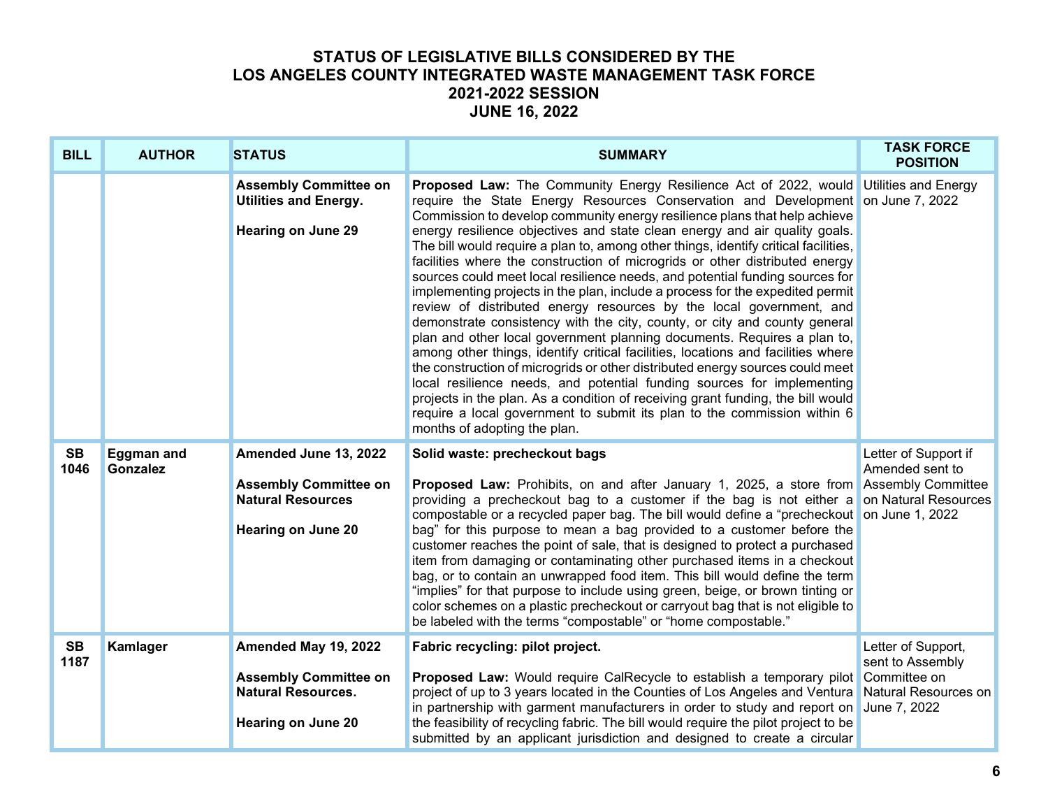# STATUS OF LEGISLATIVE BILLS CONSIDERED BY THE LOS ANGELES COUNTY INTEGRATED WASTE MANAGEMENT TASK FORCE 2021-2022 SESSION JUNE 16, 2022

| BILL | AUTHOR | STATUS | SUMMARY | TASK FORCE POSITION |
|---|---|---|---|---|
| | | **Assembly Committee on Utilities and Energy.**<br><br>**Hearing on June 29** | **Proposed Law:** The Community Energy Resilience Act of 2022, would require the State Energy Resources Conservation and Development Commission to develop community energy resilience plans that help achieve energy resilience objectives and state clean energy and air quality goals. The bill would require a plan to, among other things, identify critical facilities, facilities where the construction of microgrids or other distributed energy sources could meet local resilience needs, and potential funding sources for implementing projects in the plan, include a process for the expedited permit review of distributed energy resources by the local government, and demonstrate consistency with the city, county, or city and county general plan and other local government planning documents. Requires a plan to, among other things, identify critical facilities, locations and facilities where the construction of microgrids or other distributed energy sources could meet local resilience needs, and potential funding sources for implementing projects in the plan. As a condition of receiving grant funding, the bill would require a local government to submit its plan to the commission within 6 months of adopting the plan. | Utilities and Energy on June 7, 2022 |
| **SB 1046** | **Eggman and Gonzalez** | **Amended June 13, 2022**<br><br>**Assembly Committee on Natural Resources**<br><br>**Hearing on June 20** | **Solid waste: precheckout bags**<br><br>**Proposed Law:** Prohibits, on and after January 1, 2025, a store from providing a precheckout bag to a customer if the bag is not either a compostable or a recycled paper bag. The bill would define a "precheckout bag" for this purpose to mean a bag provided to a customer before the customer reaches the point of sale, that is designed to protect a purchased item from damaging or contaminating other purchased items in a checkout bag, or to contain an unwrapped food item. This bill would define the term "implies" for that purpose to include using green, beige, or brown tinting or color schemes on a plastic precheckout or carryout bag that is not eligible to be labeled with the terms "compostable" or "home compostable." | Letter of Support if Amended sent to Assembly Committee on Natural Resources on June 1, 2022 |
| **SB 1187** | **Kamlager** | **Amended May 19, 2022**<br><br>**Assembly Committee on Natural Resources.**<br><br>**Hearing on June 20** | **Fabric recycling: pilot project.**<br><br>**Proposed Law:** Would require CalRecycle to establish a temporary pilot project of up to 3 years located in the Counties of Los Angeles and Ventura in partnership with garment manufacturers in order to study and report on the feasibility of recycling fabric. The bill would require the pilot project to be submitted by an applicant jurisdiction and designed to create a circular | Letter of Support, sent to Assembly Committee on Natural Resources on June 7, 2022 |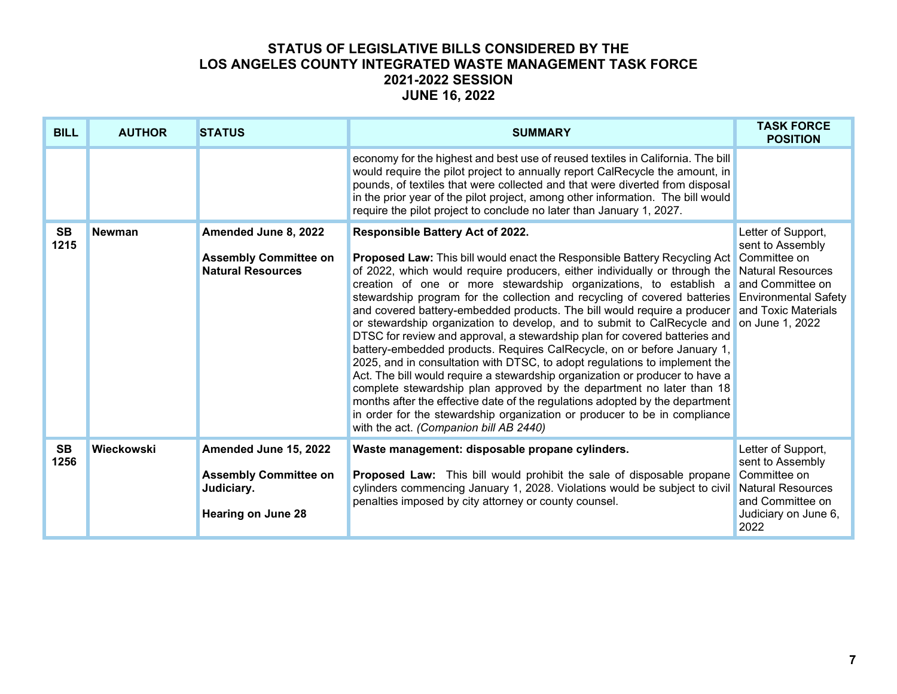**STATUS OF LEGISLATIVE BILLS CONSIDERED BY THE LOS ANGELES COUNTY INTEGRATED WASTE MANAGEMENT TASK FORCE 2021-2022 SESSION JUNE 16, 2022**

| BILL | AUTHOR | STATUS | SUMMARY | TASK FORCE POSITION |
|---|---|---|---|---|
| | | | economy for the highest and best use of reused textiles in California. The bill would require the pilot project to annually report CalRecycle the amount, in pounds, of textiles that were collected and that were diverted from disposal in the prior year of the pilot project, among other information. The bill would require the pilot project to conclude no later than January 1, 2027. | |
| **SB 1215** | **Newman** | **Amended June 8, 2022**<br><br>**Assembly Committee on Natural Resources** | **Responsible Battery Act of 2022.**<br><br>**Proposed Law:** This bill would enact the Responsible Battery Recycling Act of 2022, which would require producers, either individually or through the creation of one or more stewardship organizations, to establish a stewardship program for the collection and recycling of covered batteries and covered battery-embedded products. The bill would require a producer or stewardship organization to develop, and to submit to CalRecycle and DTSC for review and approval, a stewardship plan for covered batteries and battery-embedded products. Requires CalRecycle, on or before January 1, 2025, and in consultation with DTSC, to adopt regulations to implement the Act. The bill would require a stewardship organization or producer to have a complete stewardship plan approved by the department no later than 18 months after the effective date of the regulations adopted by the department in order for the stewardship organization or producer to be in compliance with the act. *(Companion bill AB 2440)* | Letter of Support, sent to Assembly Committee on Natural Resources and Committee on Environmental Safety and Toxic Materials on June 1, 2022 |
| **SB 1256** | **Wieckowski** | **Amended June 15, 2022**<br><br>**Assembly Committee on Judiciary.**<br><br>**Hearing on June 28** | **Waste management: disposable propane cylinders.**<br><br>**Proposed Law:** This bill would prohibit the sale of disposable propane cylinders commencing January 1, 2028. Violations would be subject to civil penalties imposed by city attorney or county counsel. | Letter of Support, sent to Assembly Committee on Natural Resources and Committee on Judiciary on June 6, 2022 |